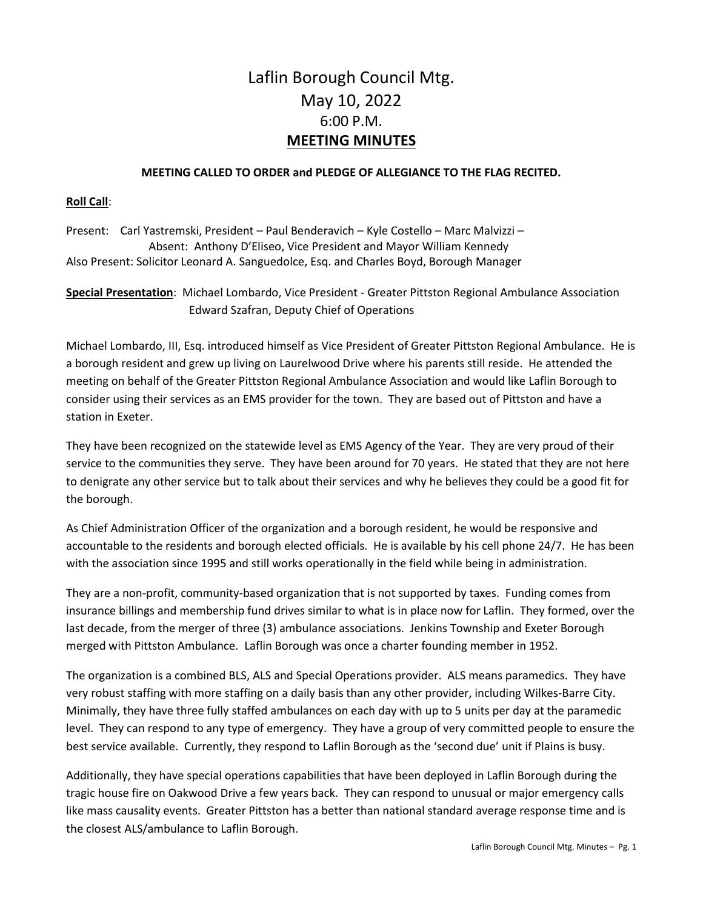# Laflin Borough Council Mtg.
# May 10, 2022
# 6:00 P.M.
# **MEETING MINUTES**

**MEETING CALLED TO ORDER and PLEDGE OF ALLEGIANCE TO THE FLAG RECITED.**

**Roll Call**:

Present: Carl Yastremski, President – Paul Benderavich – Kyle Costello – Marc Malvizzi –
Absent: Anthony D'Eliseo, Vice President and Mayor William Kennedy
Also Present: Solicitor Leonard A. Sanguedolce, Esq. and Charles Boyd, Borough Manager

**Special Presentation**: Michael Lombardo, Vice President - Greater Pittston Regional Ambulance Association
Edward Szafran, Deputy Chief of Operations

Michael Lombardo, III, Esq. introduced himself as Vice President of Greater Pittston Regional Ambulance. He is a borough resident and grew up living on Laurelwood Drive where his parents still reside. He attended the meeting on behalf of the Greater Pittston Regional Ambulance Association and would like Laflin Borough to consider using their services as an EMS provider for the town. They are based out of Pittston and have a station in Exeter.

They have been recognized on the statewide level as EMS Agency of the Year. They are very proud of their service to the communities they serve. They have been around for 70 years. He stated that they are not here to denigrate any other service but to talk about their services and why he believes they could be a good fit for the borough.

As Chief Administration Officer of the organization and a borough resident, he would be responsive and accountable to the residents and borough elected officials. He is available by his cell phone 24/7. He has been with the association since 1995 and still works operationally in the field while being in administration.

They are a non-profit, community-based organization that is not supported by taxes. Funding comes from insurance billings and membership fund drives similar to what is in place now for Laflin. They formed, over the last decade, from the merger of three (3) ambulance associations. Jenkins Township and Exeter Borough merged with Pittston Ambulance. Laflin Borough was once a charter founding member in 1952.

The organization is a combined BLS, ALS and Special Operations provider. ALS means paramedics. They have very robust staffing with more staffing on a daily basis than any other provider, including Wilkes-Barre City. Minimally, they have three fully staffed ambulances on each day with up to 5 units per day at the paramedic level. They can respond to any type of emergency. They have a group of very committed people to ensure the best service available. Currently, they respond to Laflin Borough as the 'second due' unit if Plains is busy.

Additionally, they have special operations capabilities that have been deployed in Laflin Borough during the tragic house fire on Oakwood Drive a few years back. They can respond to unusual or major emergency calls like mass causality events. Greater Pittston has a better than national standard average response time and is the closest ALS/ambulance to Laflin Borough.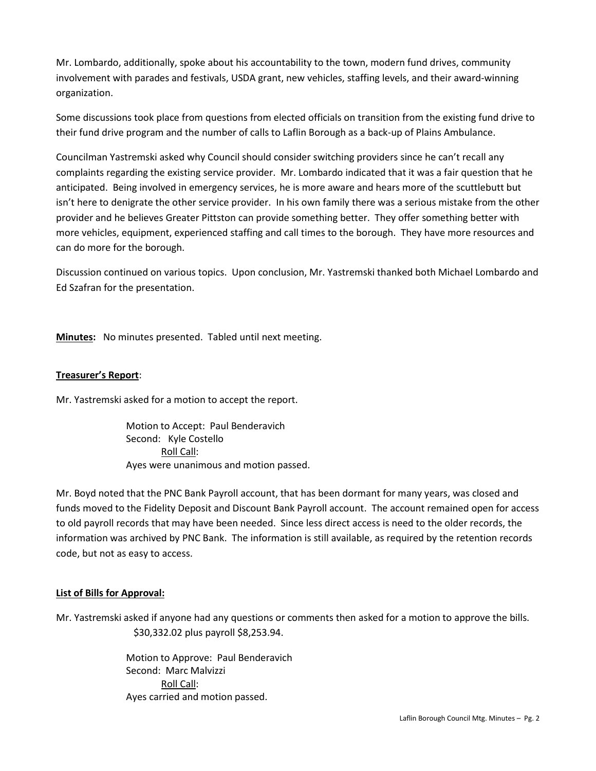Mr. Lombardo, additionally, spoke about his accountability to the town, modern fund drives, community involvement with parades and festivals, USDA grant, new vehicles, staffing levels, and their award-winning organization.

Some discussions took place from questions from elected officials on transition from the existing fund drive to their fund drive program and the number of calls to Laflin Borough as a back-up of Plains Ambulance.

Councilman Yastremski asked why Council should consider switching providers since he can't recall any complaints regarding the existing service provider. Mr. Lombardo indicated that it was a fair question that he anticipated. Being involved in emergency services, he is more aware and hears more of the scuttlebutt but isn't here to denigrate the other service provider. In his own family there was a serious mistake from the other provider and he believes Greater Pittston can provide something better. They offer something better with more vehicles, equipment, experienced staffing and call times to the borough. They have more resources and can do more for the borough.

Discussion continued on various topics. Upon conclusion, Mr. Yastremski thanked both Michael Lombardo and Ed Szafran for the presentation.

**Minutes:** No minutes presented. Tabled until next meeting.

**Treasurer's Report**:

Mr. Yastremski asked for a motion to accept the report.

> Motion to Accept: Paul Benderavich
> Second: Kyle Costello
> Roll Call:
> Ayes were unanimous and motion passed.

Mr. Boyd noted that the PNC Bank Payroll account, that has been dormant for many years, was closed and funds moved to the Fidelity Deposit and Discount Bank Payroll account. The account remained open for access to old payroll records that may have been needed. Since less direct access is need to the older records, the information was archived by PNC Bank. The information is still available, as required by the retention records code, but not as easy to access.

**List of Bills for Approval:**

Mr. Yastremski asked if anyone had any questions or comments then asked for a motion to approve the bills. $30,332.02 plus payroll $8,253.94.

> Motion to Approve: Paul Benderavich
> Second: Marc Malvizzi
> Roll Call:
> Ayes carried and motion passed.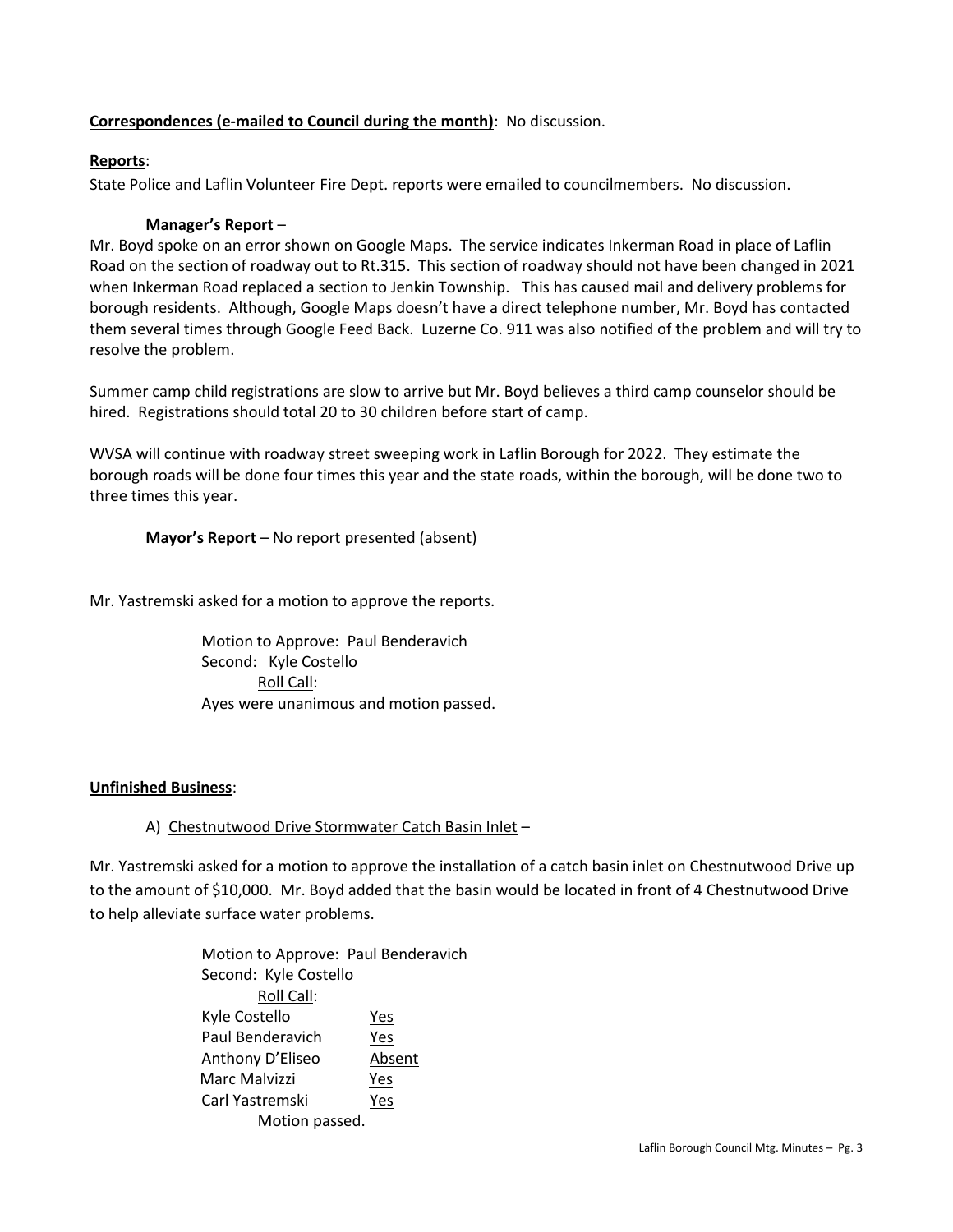**Correspondences (e-mailed to Council during the month)**: No discussion.

**Reports**:

State Police and Laflin Volunteer Fire Dept. reports were emailed to councilmembers. No discussion.

**Manager's Report** –

Mr. Boyd spoke on an error shown on Google Maps. The service indicates Inkerman Road in place of Laflin Road on the section of roadway out to Rt.315. This section of roadway should not have been changed in 2021 when Inkerman Road replaced a section to Jenkin Township. This has caused mail and delivery problems for borough residents. Although, Google Maps doesn't have a direct telephone number, Mr. Boyd has contacted them several times through Google Feed Back. Luzerne Co. 911 was also notified of the problem and will try to resolve the problem.

Summer camp child registrations are slow to arrive but Mr. Boyd believes a third camp counselor should be hired. Registrations should total 20 to 30 children before start of camp.

WVSA will continue with roadway street sweeping work in Laflin Borough for 2022. They estimate the borough roads will be done four times this year and the state roads, within the borough, will be done two to three times this year.

**Mayor's Report** – No report presented (absent)

Mr. Yastremski asked for a motion to approve the reports.

Motion to Approve: Paul Benderavich
Second: Kyle Costello
Roll Call:
Ayes were unanimous and motion passed.

**Unfinished Business**:

A) Chestnutwood Drive Stormwater Catch Basin Inlet –

Mr. Yastremski asked for a motion to approve the installation of a catch basin inlet on Chestnutwood Drive up to the amount of $10,000. Mr. Boyd added that the basin would be located in front of 4 Chestnutwood Drive to help alleviate surface water problems.

Motion to Approve: Paul Benderavich
Second: Kyle Costello
Roll Call:

| | |
|---|---|
| Kyle Costello | Yes |
| Paul Benderavich | Yes |
| Anthony D'Eliseo | Absent |
| Marc Malvizzi | Yes |
| Carl Yastremski | Yes |

Motion passed.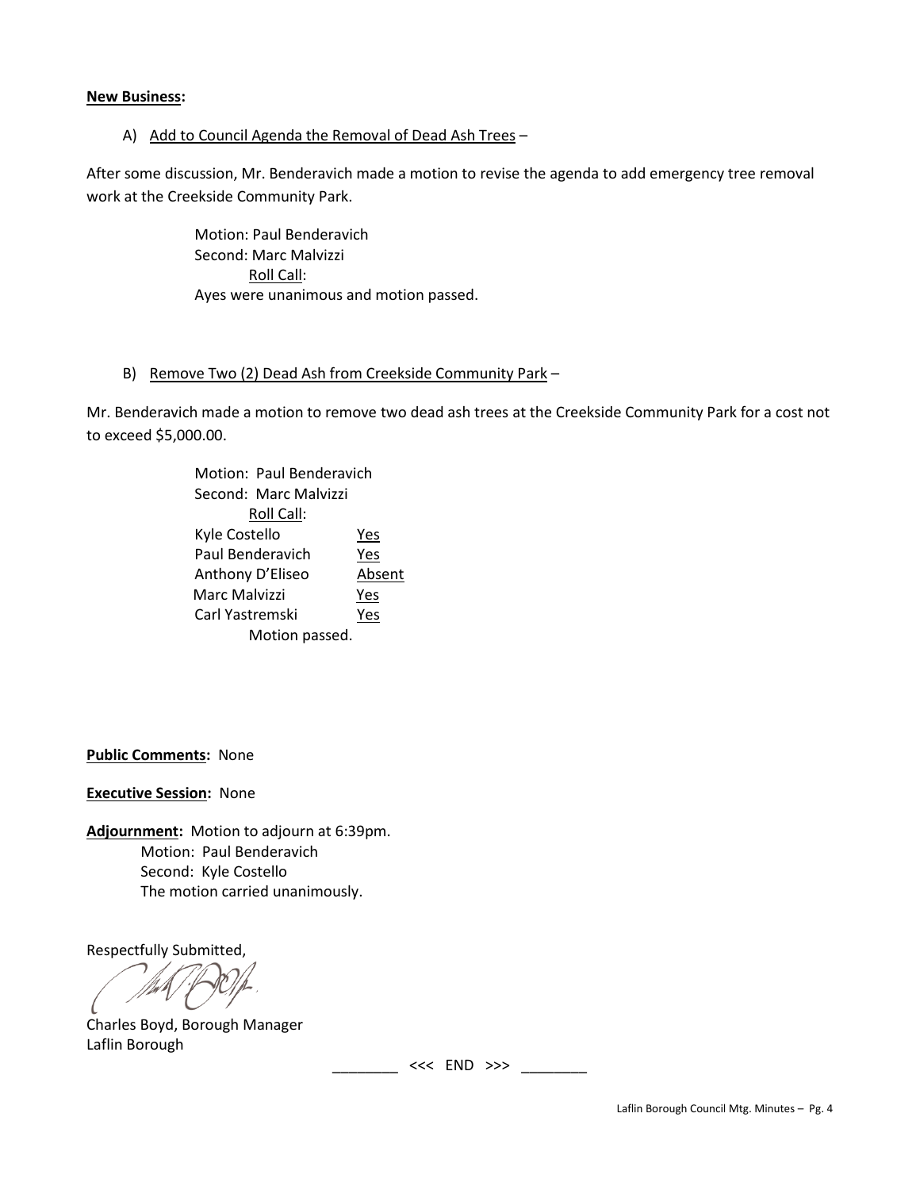**New Business:**

A) Add to Council Agenda the Removal of Dead Ash Trees –

After some discussion, Mr. Benderavich made a motion to revise the agenda to add emergency tree removal work at the Creekside Community Park.

Motion: Paul Benderavich
Second: Marc Malvizzi
Roll Call:
Ayes were unanimous and motion passed.

B) Remove Two (2) Dead Ash from Creekside Community Park –

Mr. Benderavich made a motion to remove two dead ash trees at the Creekside Community Park for a cost not to exceed $5,000.00.

Motion: Paul Benderavich
Second: Marc Malvizzi
Roll Call:

| | |
|---|---|
| Kyle Costello | Yes |
| Paul Benderavich | Yes |
| Anthony D'Eliseo | Absent |
| Marc Malvizzi | Yes |
| Carl Yastremski | Yes |

Motion passed.

**Public Comments:** None

**Executive Session:** None

**Adjournment:** Motion to adjourn at 6:39pm.
Motion: Paul Benderavich
Second: Kyle Costello
The motion carried unanimously.

Respectfully Submitted,

Charles Boyd, Borough Manager
Laflin Borough

________ <<< END >>> ________